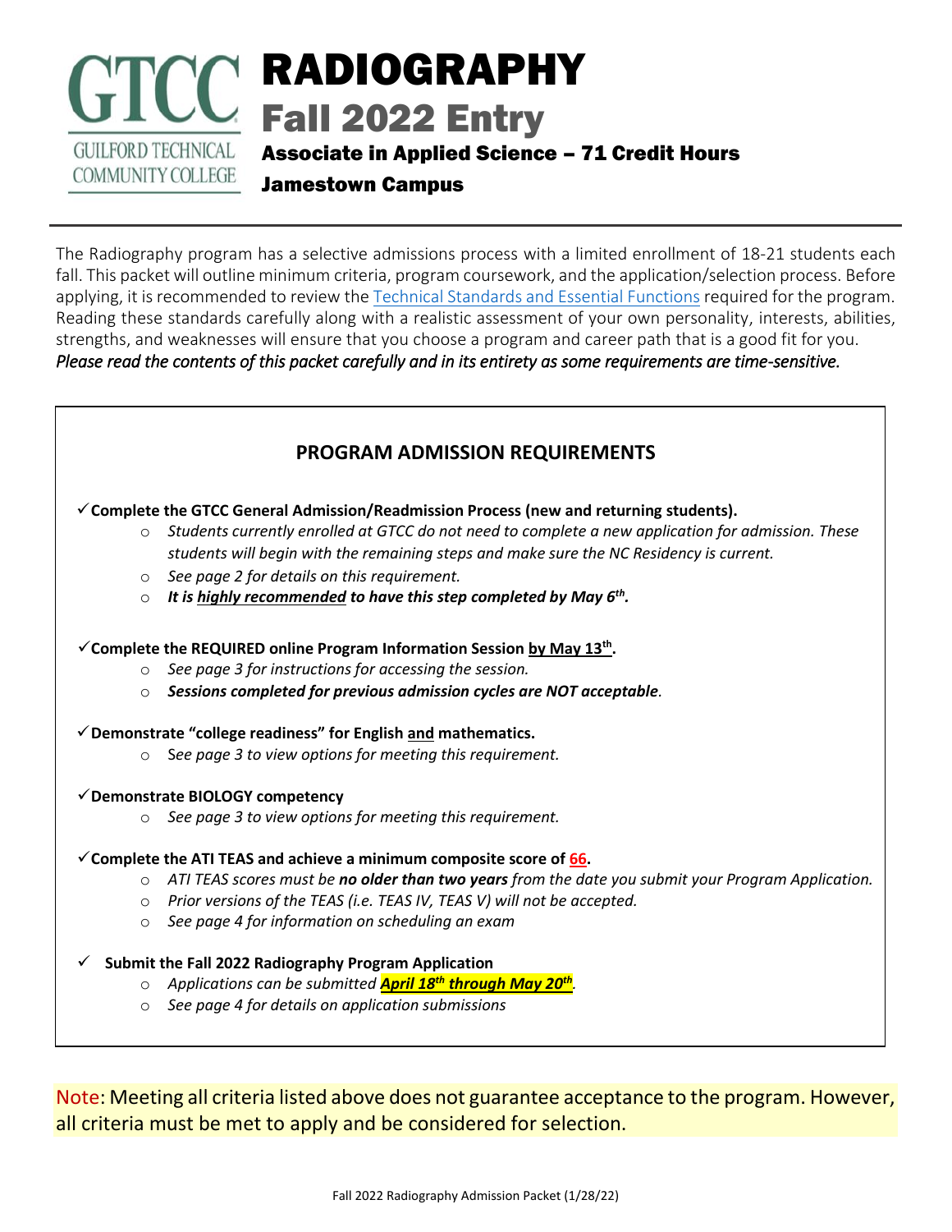GTCC GUILFORD TECHNICAL COMMUNITY COLLEGE

# RADIOGRAPHY

## Fall 2022 Entry

### Associate in Applied Science – 71 Credit Hours

### Jamestown Campus

The Radiography program has a selective admissions process with a limited enrollment of 18-21 students each fall. This packet will outline minimum criteria, program coursework, and the application/selection process. Before applying, it is recommended to review the Technical Standards and Essential Functions required for the program. Reading these standards carefully along with a realistic assessment of your own personality, interests, abilities, strengths, and weaknesses will ensure that you choose a program and career path that is a good fit for you.
*Please read the contents of this packet carefully and in its entirety as some requirements are time-sensitive.*

## PROGRAM ADMISSION REQUIREMENTS

✓ **Complete the GTCC General Admission/Readmission Process (new and returning students).**

- *Students currently enrolled at GTCC do not need to complete a new application for admission. These students will begin with the remaining steps and make sure the NC Residency is current.*
- *See page 2 for details on this requirement.*
- ***It is highly recommended to have this step completed by May 6th.***

✓ **Complete the REQUIRED online Program Information Session by May 13th.**

- *See page 3 for instructions for accessing the session.*
- ***Sessions completed for previous admission cycles are NOT acceptable.***

✓ **Demonstrate "college readiness" for English and mathematics.**

- *See page 3 to view options for meeting this requirement.*

✓ **Demonstrate BIOLOGY competency**

- *See page 3 to view options for meeting this requirement.*

✓ **Complete the ATI TEAS and achieve a minimum composite score of 66.**

- *ATI TEAS scores must be **no older than two years** from the date you submit your Program Application.*
- *Prior versions of the TEAS (i.e. TEAS IV, TEAS V) will not be accepted.*
- *See page 4 for information on scheduling an exam*

✓ **Submit the Fall 2022 Radiography Program Application**

- *Applications can be submitted **April 18th through May 20th**.*
- *See page 4 for details on application submissions*

Note: Meeting all criteria listed above does not guarantee acceptance to the program. However, all criteria must be met to apply and be considered for selection.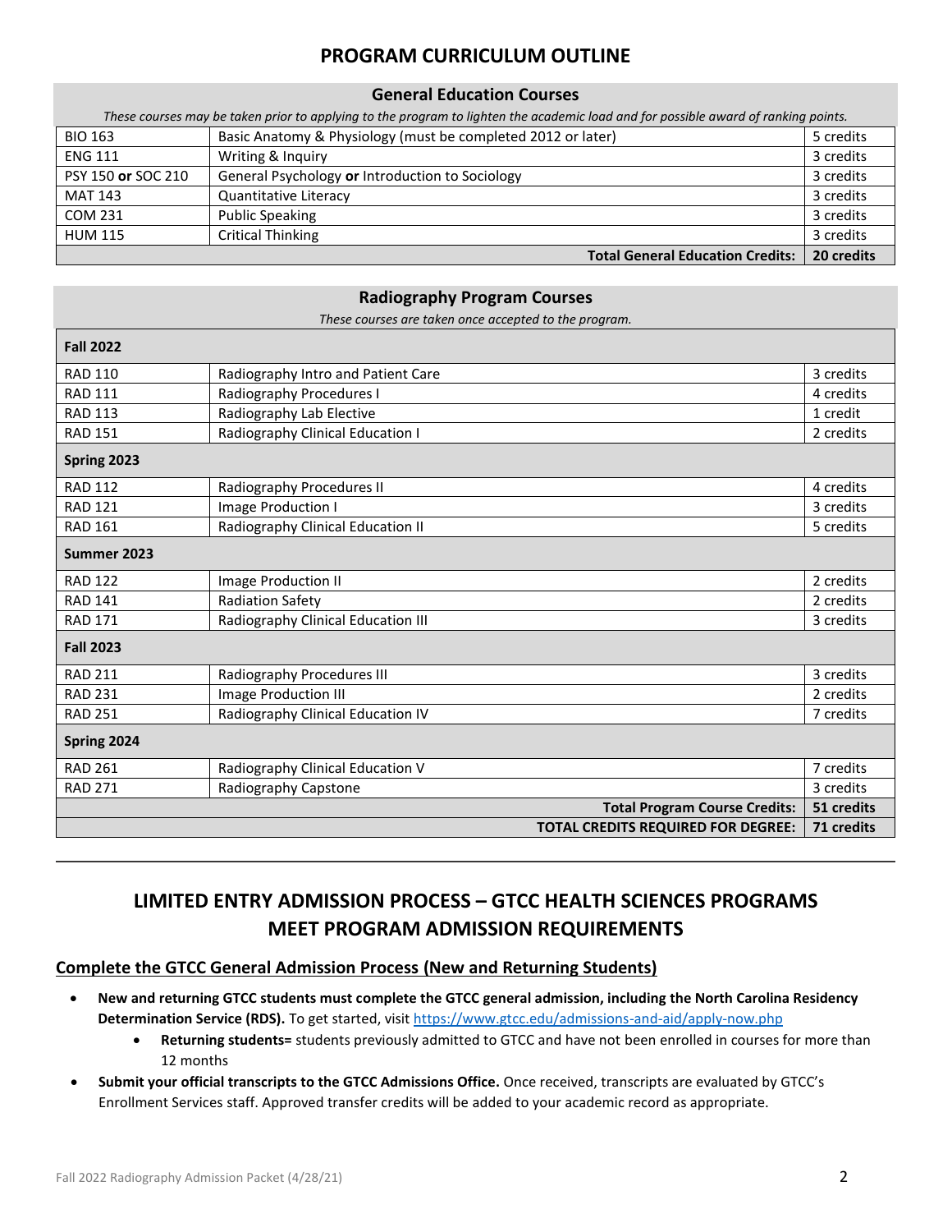# PROGRAM CURRICULUM OUTLINE

## General Education Courses

*These courses may be taken prior to applying to the program to lighten the academic load and for possible award of ranking points.*

| Course | Title | Credits |
|---|---|---|
| BIO 163 | Basic Anatomy & Physiology (must be completed 2012 or later) | 5 credits |
| ENG 111 | Writing & Inquiry | 3 credits |
| PSY 150 **or** SOC 210 | General Psychology **or** Introduction to Sociology | 3 credits |
| MAT 143 | Quantitative Literacy | 3 credits |
| COM 231 | Public Speaking | 3 credits |
| HUM 115 | Critical Thinking | 3 credits |
| | **Total General Education Credits:** | **20 credits** |

## Radiography Program Courses

*These courses are taken once accepted to the program.*

| Course | Title | Credits |
|---|---|---|
| **Fall 2022** | | |
| RAD 110 | Radiography Intro and Patient Care | 3 credits |
| RAD 111 | Radiography Procedures I | 4 credits |
| RAD 113 | Radiography Lab Elective | 1 credit |
| RAD 151 | Radiography Clinical Education I | 2 credits |
| **Spring 2023** | | |
| RAD 112 | Radiography Procedures II | 4 credits |
| RAD 121 | Image Production I | 3 credits |
| RAD 161 | Radiography Clinical Education II | 5 credits |
| **Summer 2023** | | |
| RAD 122 | Image Production II | 2 credits |
| RAD 141 | Radiation Safety | 2 credits |
| RAD 171 | Radiography Clinical Education III | 3 credits |
| **Fall 2023** | | |
| RAD 211 | Radiography Procedures III | 3 credits |
| RAD 231 | Image Production III | 2 credits |
| RAD 251 | Radiography Clinical Education IV | 7 credits |
| **Spring 2024** | | |
| RAD 261 | Radiography Clinical Education V | 7 credits |
| RAD 271 | Radiography Capstone | 3 credits |
| | **Total Program Course Credits:** | **51 credits** |
| | **TOTAL CREDITS REQUIRED FOR DEGREE:** | **71 credits** |

---

# LIMITED ENTRY ADMISSION PROCESS – GTCC HEALTH SCIENCES PROGRAMS MEET PROGRAM ADMISSION REQUIREMENTS

## Complete the GTCC General Admission Process (New and Returning Students)

- **New and returning GTCC students must complete the GTCC general admission, including the North Carolina Residency Determination Service (RDS).** To get started, visit https://www.gtcc.edu/admissions-and-aid/apply-now.php
    - **Returning students=** students previously admitted to GTCC and have not been enrolled in courses for more than 12 months
- **Submit your official transcripts to the GTCC Admissions Office.** Once received, transcripts are evaluated by GTCC's Enrollment Services staff. Approved transfer credits will be added to your academic record as appropriate.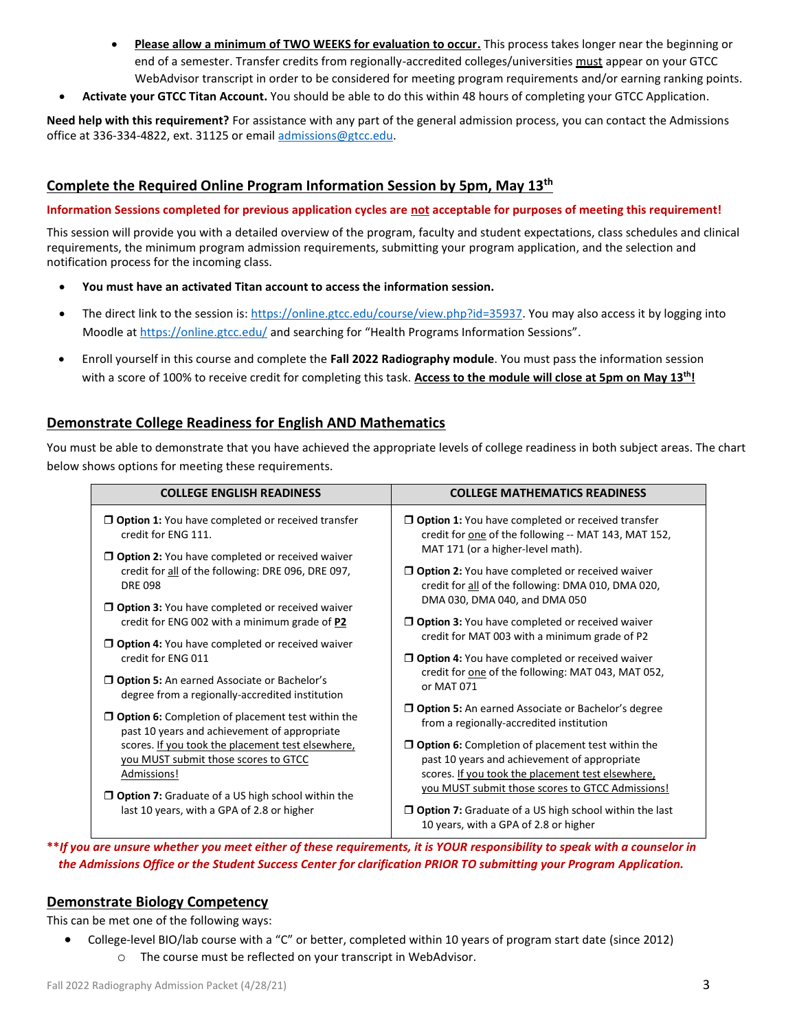- **Please allow a minimum of TWO WEEKS for evaluation to occur.** This process takes longer near the beginning or end of a semester. Transfer credits from regionally-accredited colleges/universities must appear on your GTCC WebAdvisor transcript in order to be considered for meeting program requirements and/or earning ranking points.

- **Activate your GTCC Titan Account.** You should be able to do this within 48 hours of completing your GTCC Application.

**Need help with this requirement?** For assistance with any part of the general admission process, you can contact the Admissions office at 336-334-4822, ext. 31125 or email admissions@gtcc.edu.

## Complete the Required Online Program Information Session by 5pm, May 13th

**Information Sessions completed for previous application cycles are not acceptable for purposes of meeting this requirement!**

This session will provide you with a detailed overview of the program, faculty and student expectations, class schedules and clinical requirements, the minimum program admission requirements, submitting your program application, and the selection and notification process for the incoming class.

- **You must have an activated Titan account to access the information session.**
- The direct link to the session is: https://online.gtcc.edu/course/view.php?id=35937. You may also access it by logging into Moodle at https://online.gtcc.edu/ and searching for "Health Programs Information Sessions".
- Enroll yourself in this course and complete the **Fall 2022 Radiography module**. You must pass the information session with a score of 100% to receive credit for completing this task. **Access to the module will close at 5pm on May 13th!**

## Demonstrate College Readiness for English AND Mathematics

You must be able to demonstrate that you have achieved the appropriate levels of college readiness in both subject areas. The chart below shows options for meeting these requirements.

| COLLEGE ENGLISH READINESS | COLLEGE MATHEMATICS READINESS |
|---|---|
| ❒ **Option 1:** You have completed or received transfer credit for ENG 111. | ❒ **Option 1:** You have completed or received transfer credit for one of the following -- MAT 143, MAT 152, MAT 171 (or a higher-level math). |
| ❒ **Option 2:** You have completed or received waiver credit for all of the following: DRE 096, DRE 097, DRE 098 | ❒ **Option 2:** You have completed or received waiver credit for all of the following: DMA 010, DMA 020, DMA 030, DMA 040, and DMA 050 |
| ❒ **Option 3:** You have completed or received waiver credit for ENG 002 with a minimum grade of **P2** | ❒ **Option 3:** You have completed or received waiver credit for MAT 003 with a minimum grade of P2 |
| ❒ **Option 4:** You have completed or received waiver credit for ENG 011 | ❒ **Option 4:** You have completed or received waiver credit for one of the following: MAT 043, MAT 052, or MAT 071 |
| ❒ **Option 5:** An earned Associate or Bachelor's degree from a regionally-accredited institution | ❒ **Option 5:** An earned Associate or Bachelor's degree from a regionally-accredited institution |
| ❒ **Option 6:** Completion of placement test within the past 10 years and achievement of appropriate scores. If you took the placement test elsewhere, you MUST submit those scores to GTCC Admissions! | ❒ **Option 6:** Completion of placement test within the past 10 years and achievement of appropriate scores. If you took the placement test elsewhere, you MUST submit those scores to GTCC Admissions! |
| ❒ **Option 7:** Graduate of a US high school within the last 10 years, with a GPA of 2.8 or higher | ❒ **Option 7:** Graduate of a US high school within the last 10 years, with a GPA of 2.8 or higher |

***\*If you are unsure whether you meet either of these requirements, it is YOUR responsibility to speak with a counselor in the Admissions Office or the Student Success Center for clarification PRIOR TO submitting your Program Application.***

## Demonstrate Biology Competency

This can be met one of the following ways:

- College-level BIO/lab course with a "C" or better, completed within 10 years of program start date (since 2012)
  - The course must be reflected on your transcript in WebAdvisor.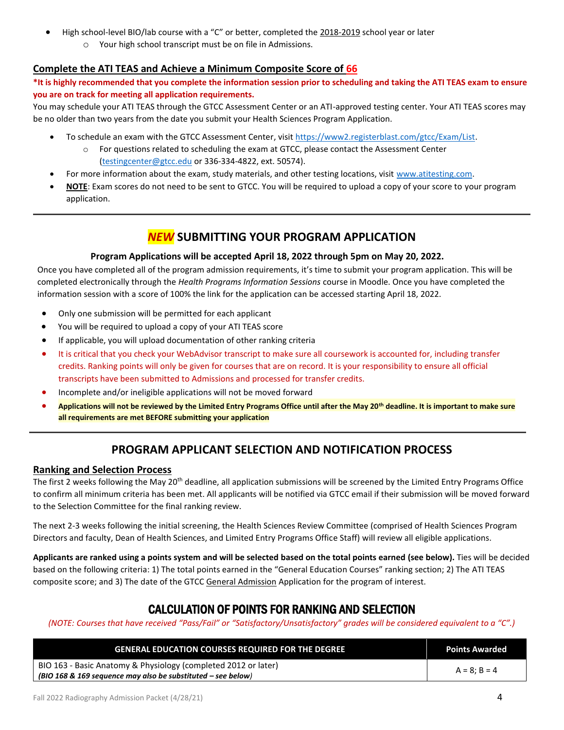- High school-level BIO/lab course with a “C” or better, completed the 2018-2019 school year or later
  - Your high school transcript must be on file in Admissions.

### Complete the ATI TEAS and Achieve a Minimum Composite Score of 66

**\*It is highly recommended that you complete the information session prior to scheduling and taking the ATI TEAS exam to ensure you are on track for meeting all application requirements.**

You may schedule your ATI TEAS through the GTCC Assessment Center or an ATI-approved testing center. Your ATI TEAS scores may be no older than two years from the date you submit your Health Sciences Program Application.

- To schedule an exam with the GTCC Assessment Center, visit https://www2.registerblast.com/gtcc/Exam/List.
  - For questions related to scheduling the exam at GTCC, please contact the Assessment Center (testingcenter@gtcc.edu or 336-334-4822, ext. 50574).
- For more information about the exam, study materials, and other testing locations, visit www.atitesting.com.
- **NOTE**: Exam scores do not need to be sent to GTCC. You will be required to upload a copy of your score to your program application.

---

## *NEW* SUBMITTING YOUR PROGRAM APPLICATION

**Program Applications will be accepted April 18, 2022 through 5pm on May 20, 2022.**

Once you have completed all of the program admission requirements, it’s time to submit your program application. This will be completed electronically through the *Health Programs Information Sessions* course in Moodle. Once you have completed the information session with a score of 100% the link for the application can be accessed starting April 18, 2022.

- Only one submission will be permitted for each applicant
- You will be required to upload a copy of your ATI TEAS score
- If applicable, you will upload documentation of other ranking criteria
- It is critical that you check your WebAdvisor transcript to make sure all coursework is accounted for, including transfer credits. Ranking points will only be given for courses that are on record. It is your responsibility to ensure all official transcripts have been submitted to Admissions and processed for transfer credits.
- Incomplete and/or ineligible applications will not be moved forward
- **Applications will not be reviewed by the Limited Entry Programs Office until after the May 20th deadline. It is important to make sure all requirements are met BEFORE submitting your application**

---

## PROGRAM APPLICANT SELECTION AND NOTIFICATION PROCESS

### Ranking and Selection Process

The first 2 weeks following the May 20th deadline, all application submissions will be screened by the Limited Entry Programs Office to confirm all minimum criteria has been met. All applicants will be notified via GTCC email if their submission will be moved forward to the Selection Committee for the final ranking review.

The next 2-3 weeks following the initial screening, the Health Sciences Review Committee (comprised of Health Sciences Program Directors and faculty, Dean of Health Sciences, and Limited Entry Programs Office Staff) will review all eligible applications.

**Applicants are ranked using a points system and will be selected based on the total points earned (see below).** Ties will be decided based on the following criteria: 1) The total points earned in the “General Education Courses” ranking section; 2) The ATI TEAS composite score; and 3) The date of the GTCC General Admission Application for the program of interest.

## CALCULATION OF POINTS FOR RANKING AND SELECTION

*(NOTE: Courses that have received “Pass/Fail” or “Satisfactory/Unsatisfactory” grades will be considered equivalent to a “C”.)*

| GENERAL EDUCATION COURSES REQUIRED FOR THE DEGREE | Points Awarded |
|---|---|
| BIO 163 - Basic Anatomy & Physiology (completed 2012 or later) ***(BIO 168 & 169 sequence may also be substituted – see below)*** | A = 8; B = 4 |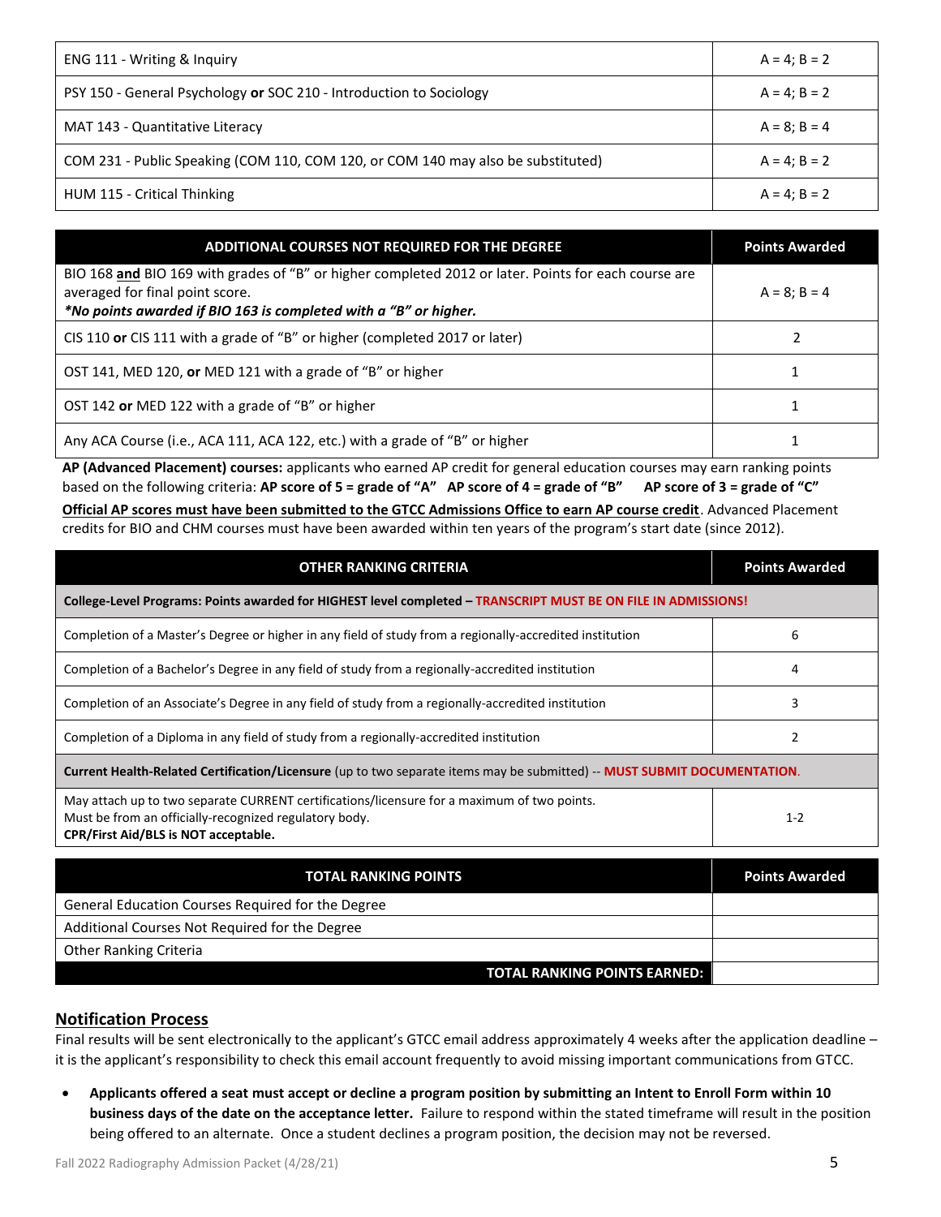| | |
|---|---|
| ENG 111 - Writing & Inquiry | A = 4; B = 2 |
| PSY 150 - General Psychology **or** SOC 210 - Introduction to Sociology | A = 4; B = 2 |
| MAT 143 - Quantitative Literacy | A = 8; B = 4 |
| COM 231 - Public Speaking (COM 110, COM 120, or COM 140 may also be substituted) | A = 4; B = 2 |
| HUM 115 - Critical Thinking | A = 4; B = 2 |

| ADDITIONAL COURSES NOT REQUIRED FOR THE DEGREE | Points Awarded |
|---|---|
| BIO 168 **and** BIO 169 with grades of "B" or higher completed 2012 or later. Points for each course are averaged for final point score. ***No points awarded if BIO 163 is completed with a "B" or higher.*** | A = 8; B = 4 |
| CIS 110 **or** CIS 111 with a grade of "B" or higher (completed 2017 or later) | 2 |
| OST 141, MED 120, **or** MED 121 with a grade of "B" or higher | 1 |
| OST 142 **or** MED 122 with a grade of "B" or higher | 1 |
| Any ACA Course (i.e., ACA 111, ACA 122, etc.) with a grade of "B" or higher | 1 |

**AP (Advanced Placement) courses:** applicants who earned AP credit for general education courses may earn ranking points based on the following criteria: **AP score of 5 = grade of "A"   AP score of 4 = grade of "B"   AP score of 3 = grade of "C"**

**Official AP scores must have been submitted to the GTCC Admissions Office to earn AP course credit**. Advanced Placement credits for BIO and CHM courses must have been awarded within ten years of the program's start date (since 2012).

| OTHER RANKING CRITERIA | Points Awarded |
|---|---|
| **College-Level Programs: Points awarded for HIGHEST level completed – TRANSCRIPT MUST BE ON FILE IN ADMISSIONS!** | |
| Completion of a Master's Degree or higher in any field of study from a regionally-accredited institution | 6 |
| Completion of a Bachelor's Degree in any field of study from a regionally-accredited institution | 4 |
| Completion of an Associate's Degree in any field of study from a regionally-accredited institution | 3 |
| Completion of a Diploma in any field of study from a regionally-accredited institution | 2 |
| **Current Health-Related Certification/Licensure** (up to two separate items may be submitted) -- **MUST SUBMIT DOCUMENTATION.** | |
| May attach up to two separate CURRENT certifications/licensure for a maximum of two points. Must be from an officially-recognized regulatory body. **CPR/First Aid/BLS is NOT acceptable.** | 1-2 |

| TOTAL RANKING POINTS | Points Awarded |
|---|---|
| General Education Courses Required for the Degree | |
| Additional Courses Not Required for the Degree | |
| Other Ranking Criteria | |
| **TOTAL RANKING POINTS EARNED:** | |

## Notification Process

Final results will be sent electronically to the applicant's GTCC email address approximately 4 weeks after the application deadline – it is the applicant's responsibility to check this email account frequently to avoid missing important communications from GTCC.

- **Applicants offered a seat must accept or decline a program position by submitting an Intent to Enroll Form within 10 business days of the date on the acceptance letter.** Failure to respond within the stated timeframe will result in the position being offered to an alternate. Once a student declines a program position, the decision may not be reversed.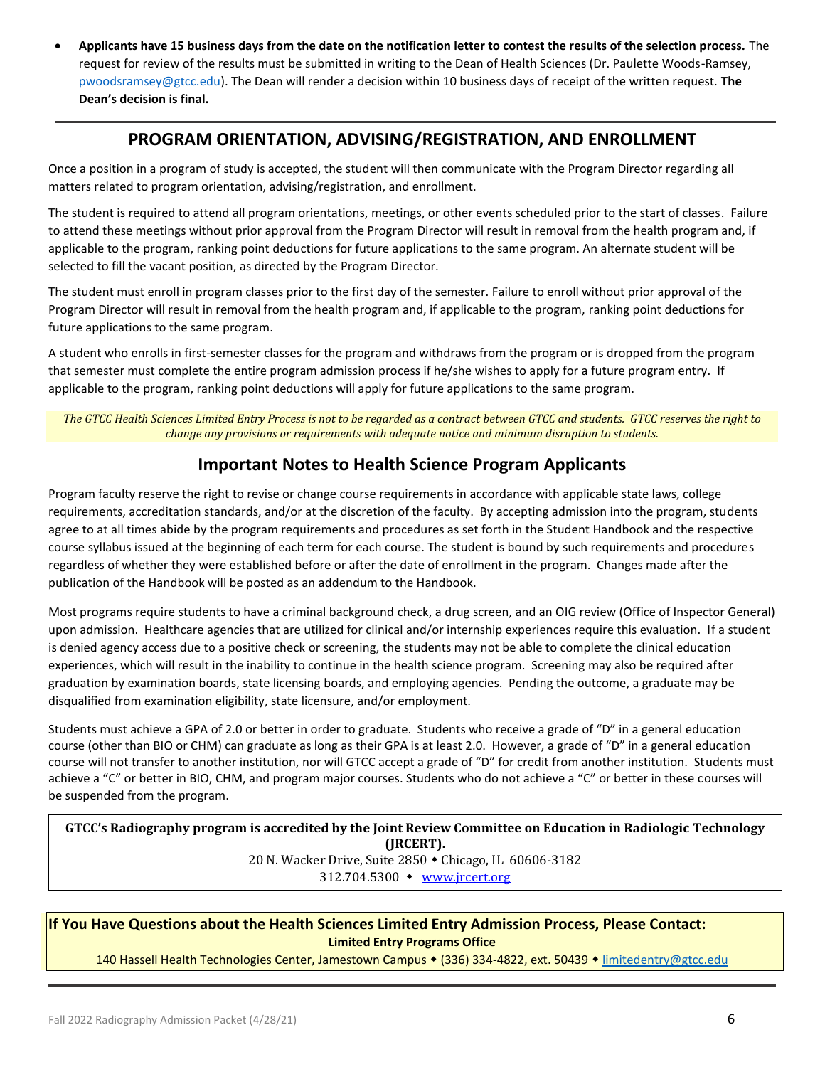- **Applicants have 15 business days from the date on the notification letter to contest the results of the selection process.** The request for review of the results must be submitted in writing to the Dean of Health Sciences (Dr. Paulette Woods-Ramsey, pwoodsramsey@gtcc.edu). The Dean will render a decision within 10 business days of receipt of the written request. **The Dean's decision is final.**

## PROGRAM ORIENTATION, ADVISING/REGISTRATION, AND ENROLLMENT

Once a position in a program of study is accepted, the student will then communicate with the Program Director regarding all matters related to program orientation, advising/registration, and enrollment.

The student is required to attend all program orientations, meetings, or other events scheduled prior to the start of classes. Failure to attend these meetings without prior approval from the Program Director will result in removal from the health program and, if applicable to the program, ranking point deductions for future applications to the same program. An alternate student will be selected to fill the vacant position, as directed by the Program Director.

The student must enroll in program classes prior to the first day of the semester. Failure to enroll without prior approval of the Program Director will result in removal from the health program and, if applicable to the program, ranking point deductions for future applications to the same program.

A student who enrolls in first-semester classes for the program and withdraws from the program or is dropped from the program that semester must complete the entire program admission process if he/she wishes to apply for a future program entry. If applicable to the program, ranking point deductions will apply for future applications to the same program.

*The GTCC Health Sciences Limited Entry Process is not to be regarded as a contract between GTCC and students. GTCC reserves the right to change any provisions or requirements with adequate notice and minimum disruption to students.*

## Important Notes to Health Science Program Applicants

Program faculty reserve the right to revise or change course requirements in accordance with applicable state laws, college requirements, accreditation standards, and/or at the discretion of the faculty. By accepting admission into the program, students agree to at all times abide by the program requirements and procedures as set forth in the Student Handbook and the respective course syllabus issued at the beginning of each term for each course. The student is bound by such requirements and procedures regardless of whether they were established before or after the date of enrollment in the program. Changes made after the publication of the Handbook will be posted as an addendum to the Handbook.

Most programs require students to have a criminal background check, a drug screen, and an OIG review (Office of Inspector General) upon admission. Healthcare agencies that are utilized for clinical and/or internship experiences require this evaluation. If a student is denied agency access due to a positive check or screening, the students may not be able to complete the clinical education experiences, which will result in the inability to continue in the health science program. Screening may also be required after graduation by examination boards, state licensing boards, and employing agencies. Pending the outcome, a graduate may be disqualified from examination eligibility, state licensure, and/or employment.

Students must achieve a GPA of 2.0 or better in order to graduate. Students who receive a grade of "D" in a general education course (other than BIO or CHM) can graduate as long as their GPA is at least 2.0. However, a grade of "D" in a general education course will not transfer to another institution, nor will GTCC accept a grade of "D" for credit from another institution. Students must achieve a "C" or better in BIO, CHM, and program major courses. Students who do not achieve a "C" or better in these courses will be suspended from the program.

**GTCC's Radiography program is accredited by the Joint Review Committee on Education in Radiologic Technology (JRCERT).**
20 N. Wacker Drive, Suite 2850 ◆ Chicago, IL 60606-3182
312.704.5300 ◆ www.jrcert.org

**If You Have Questions about the Health Sciences Limited Entry Admission Process, Please Contact:**
**Limited Entry Programs Office**
140 Hassell Health Technologies Center, Jamestown Campus ◆ (336) 334-4822, ext. 50439 ◆ limitedentry@gtcc.edu